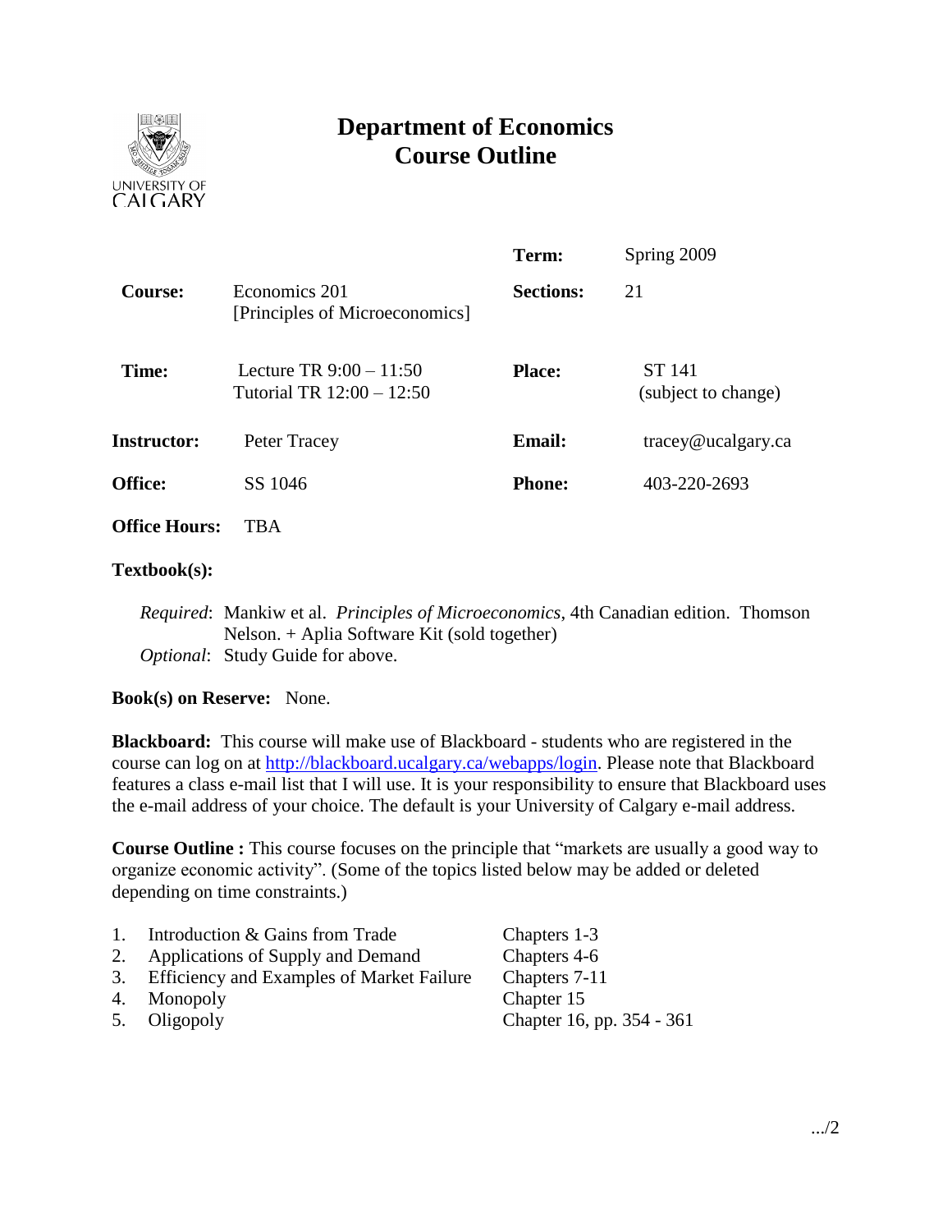# Department of Economics
# Course Outline

| | | | |
|---|---|---|---|
| | | **Term:** | Spring 2009 |
| **Course:** | Economics 201 [Principles of Microeconomics] | **Sections:** | 21 |
| **Time:** | Lecture TR 9:00 – 11:50<br>Tutorial TR 12:00 – 12:50 | **Place:** | ST 141 (subject to change) |
| **Instructor:** | Peter Tracey | **Email:** | tracey@ucalgary.ca |
| **Office:** | SS 1046 | **Phone:** | 403-220-2693 |
| **Office Hours:** | TBA | | |

**Textbook(s):**

*Required*: Mankiw et al. *Principles of Microeconomics*, 4th Canadian edition. Thomson Nelson. + Aplia Software Kit (sold together)
*Optional*: Study Guide for above.

**Book(s) on Reserve:** None.

**Blackboard:** This course will make use of Blackboard - students who are registered in the course can log on at http://blackboard.ucalgary.ca/webapps/login. Please note that Blackboard features a class e-mail list that I will use. It is your responsibility to ensure that Blackboard uses the e-mail address of your choice. The default is your University of Calgary e-mail address.

**Course Outline :** This course focuses on the principle that "markets are usually a good way to organize economic activity". (Some of the topics listed below may be added or deleted depending on time constraints.)

1. Introduction & Gains from Trade — Chapters 1-3
2. Applications of Supply and Demand — Chapters 4-6
3. Efficiency and Examples of Market Failure — Chapters 7-11
4. Monopoly — Chapter 15
5. Oligopoly — Chapter 16, pp. 354 - 361

.../2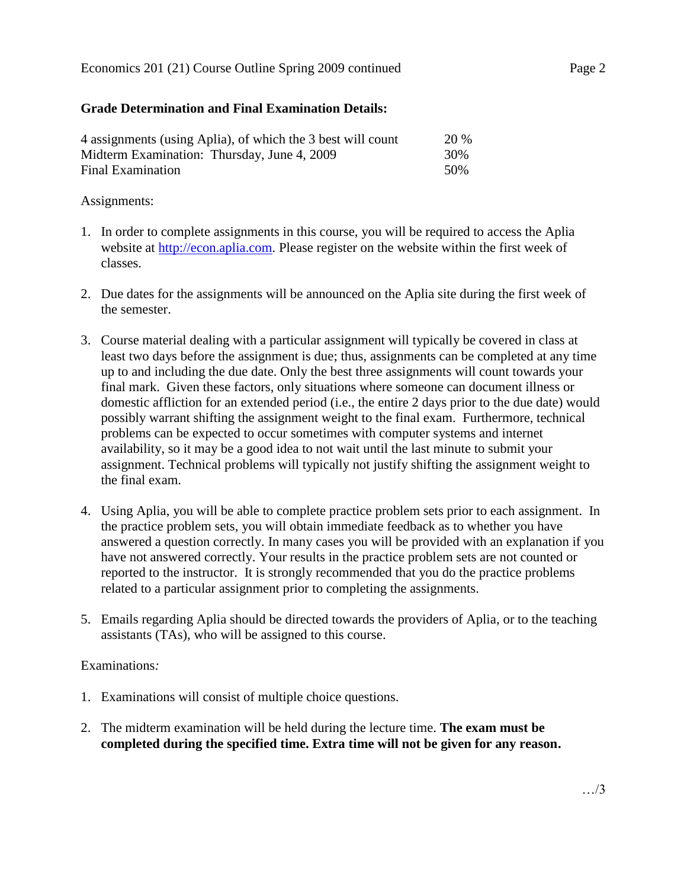## Grade Determination and Final Examination Details:

| | |
|---|---|
| 4 assignments (using Aplia), of which the 3 best will count | 20 % |
| Midterm Examination: Thursday, June 4, 2009 | 30% |
| Final Examination | 50% |

Assignments:

1. In order to complete assignments in this course, you will be required to access the Aplia website at http://econ.aplia.com. Please register on the website within the first week of classes.

2. Due dates for the assignments will be announced on the Aplia site during the first week of the semester.

3. Course material dealing with a particular assignment will typically be covered in class at least two days before the assignment is due; thus, assignments can be completed at any time up to and including the due date. Only the best three assignments will count towards your final mark. Given these factors, only situations where someone can document illness or domestic affliction for an extended period (i.e., the entire 2 days prior to the due date) would possibly warrant shifting the assignment weight to the final exam. Furthermore, technical problems can be expected to occur sometimes with computer systems and internet availability, so it may be a good idea to not wait until the last minute to submit your assignment. Technical problems will typically not justify shifting the assignment weight to the final exam.

4. Using Aplia, you will be able to complete practice problem sets prior to each assignment. In the practice problem sets, you will obtain immediate feedback as to whether you have answered a question correctly. In many cases you will be provided with an explanation if you have not answered correctly. Your results in the practice problem sets are not counted or reported to the instructor. It is strongly recommended that you do the practice problems related to a particular assignment prior to completing the assignments.

5. Emails regarding Aplia should be directed towards the providers of Aplia, or to the teaching assistants (TAs), who will be assigned to this course.

Examinations*:*

1. Examinations will consist of multiple choice questions.

2. The midterm examination will be held during the lecture time. **The exam must be completed during the specified time. Extra time will not be given for any reason.**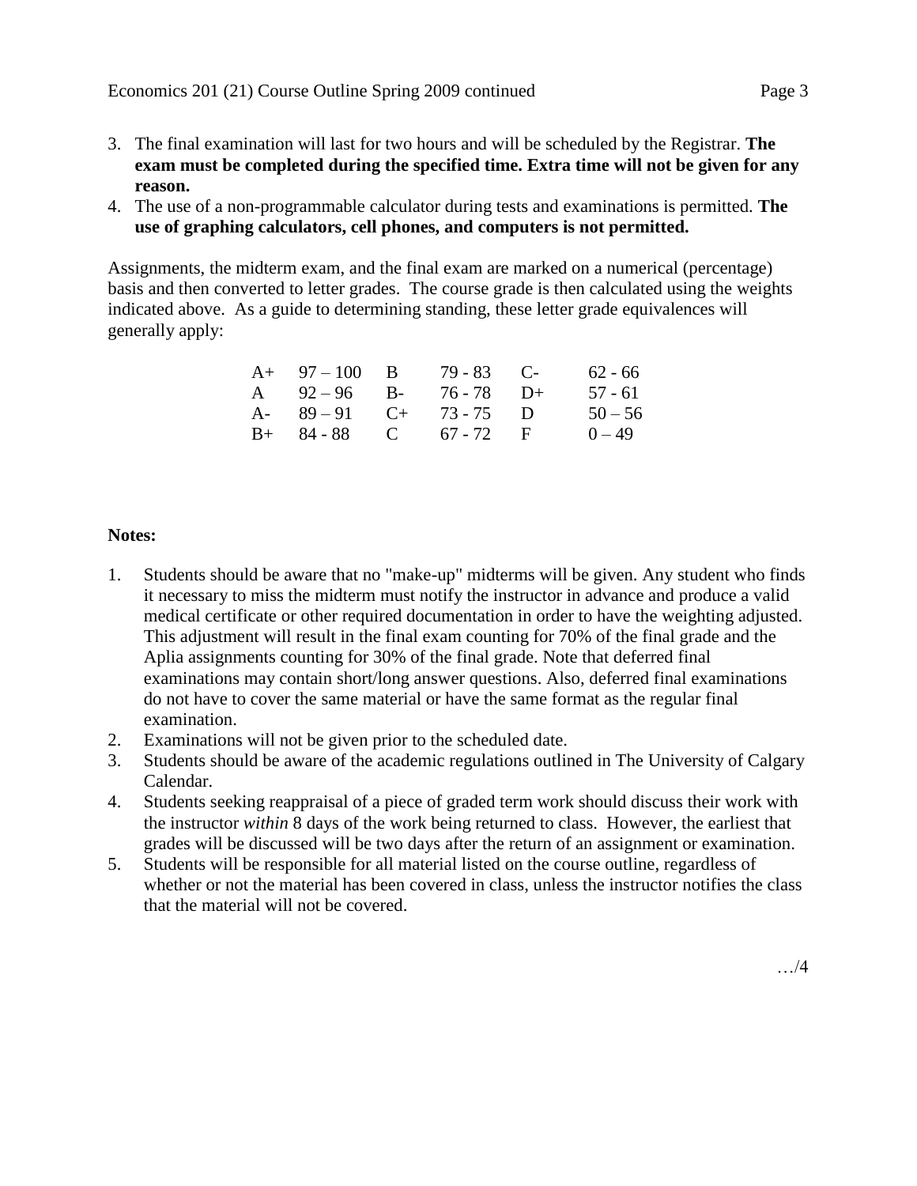3. The final examination will last for two hours and will be scheduled by the Registrar. **The exam must be completed during the specified time. Extra time will not be given for any reason.**
4. The use of a non-programmable calculator during tests and examinations is permitted. **The use of graphing calculators, cell phones, and computers is not permitted.**

Assignments, the midterm exam, and the final exam are marked on a numerical (percentage) basis and then converted to letter grades. The course grade is then calculated using the weights indicated above. As a guide to determining standing, these letter grade equivalences will generally apply:

| | | | | | |
|---|---|---|---|---|---|
| A+ | 97 – 100 | B | 79 - 83 | C- | 62 - 66 |
| A | 92 – 96 | B- | 76 - 78 | D+ | 57 - 61 |
| A- | 89 – 91 | C+ | 73 - 75 | D | 50 – 56 |
| B+ | 84 - 88 | C | 67 - 72 | F | 0 – 49 |

**Notes:**

1. Students should be aware that no "make-up" midterms will be given. Any student who finds it necessary to miss the midterm must notify the instructor in advance and produce a valid medical certificate or other required documentation in order to have the weighting adjusted. This adjustment will result in the final exam counting for 70% of the final grade and the Aplia assignments counting for 30% of the final grade. Note that deferred final examinations may contain short/long answer questions. Also, deferred final examinations do not have to cover the same material or have the same format as the regular final examination.
2. Examinations will not be given prior to the scheduled date.
3. Students should be aware of the academic regulations outlined in The University of Calgary Calendar.
4. Students seeking reappraisal of a piece of graded term work should discuss their work with the instructor *within* 8 days of the work being returned to class. However, the earliest that grades will be discussed will be two days after the return of an assignment or examination.
5. Students will be responsible for all material listed on the course outline, regardless of whether or not the material has been covered in class, unless the instructor notifies the class that the material will not be covered.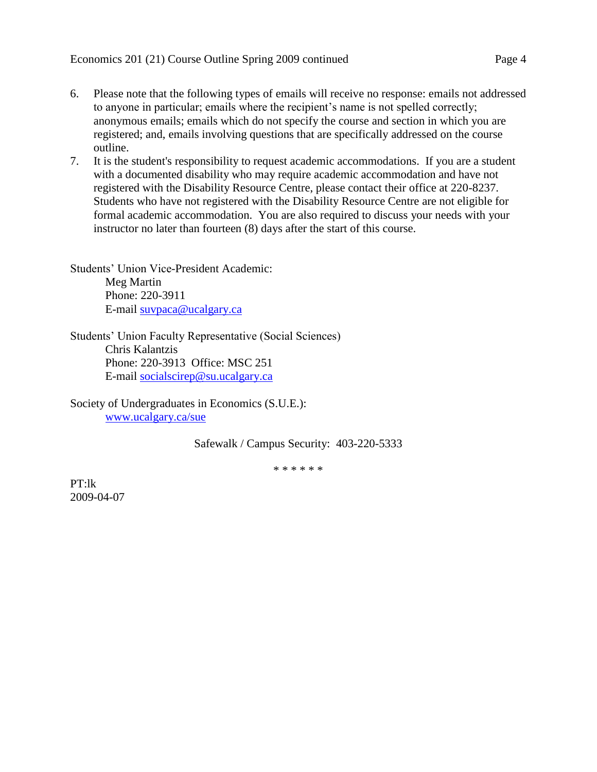6. Please note that the following types of emails will receive no response: emails not addressed to anyone in particular; emails where the recipient's name is not spelled correctly; anonymous emails; emails which do not specify the course and section in which you are registered; and, emails involving questions that are specifically addressed on the course outline.
7. It is the student's responsibility to request academic accommodations. If you are a student with a documented disability who may require academic accommodation and have not registered with the Disability Resource Centre, please contact their office at 220-8237. Students who have not registered with the Disability Resource Centre are not eligible for formal academic accommodation. You are also required to discuss your needs with your instructor no later than fourteen (8) days after the start of this course.

Students' Union Vice-President Academic:
Meg Martin
Phone: 220-3911
E-mail suvpaca@ucalgary.ca

Students' Union Faculty Representative (Social Sciences)
Chris Kalantzis
Phone: 220-3913 Office: MSC 251
E-mail socialscirep@su.ucalgary.ca

Society of Undergraduates in Economics (S.U.E.):
www.ucalgary.ca/sue

Safewalk / Campus Security: 403-220-5333

* * * * * *

PT:lk
2009-04-07